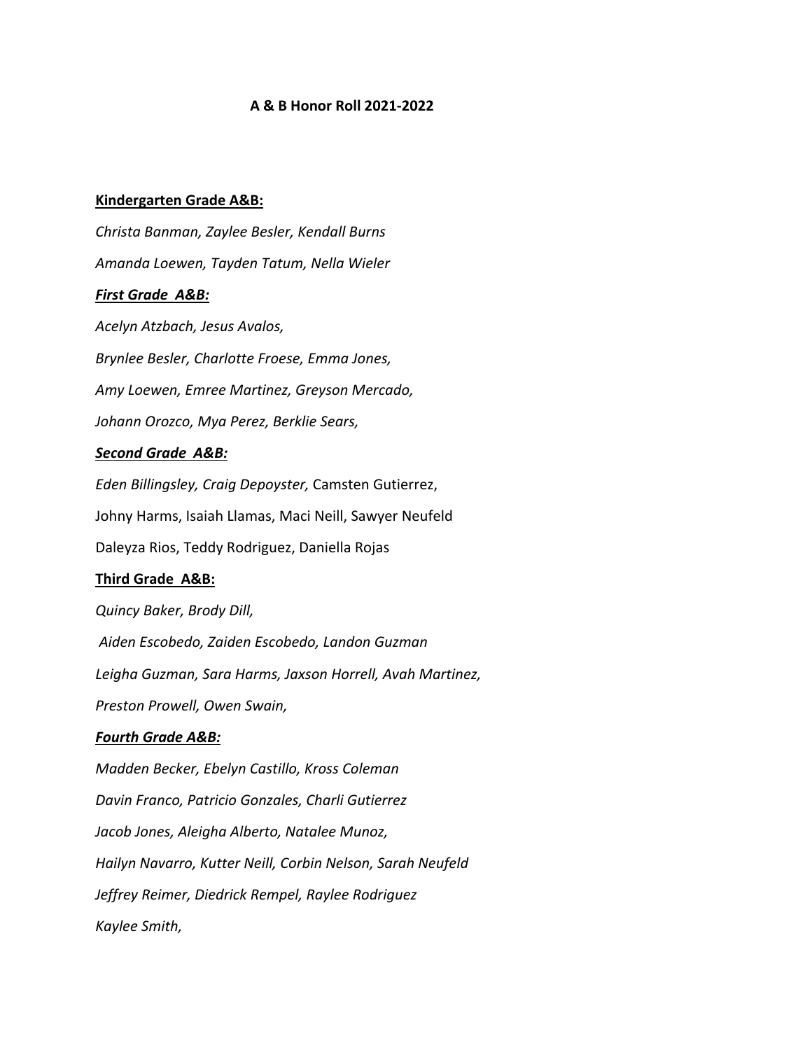**A & B Honor Roll 2021-2022**

**<u>Kindergarten Grade A&B:</u>**

*Christa Banman, Zaylee Besler, Kendall Burns*

*Amanda Loewen, Tayden Tatum, Nella Wieler*

***<u>First Grade A&B:</u>***

*Acelyn Atzbach, Jesus Avalos,*

*Brynlee Besler, Charlotte Froese, Emma Jones,*

*Amy Loewen, Emree Martinez, Greyson Mercado,*

*Johann Orozco, Mya Perez, Berklie Sears,*

***<u>Second Grade A&B:</u>***

*Eden Billingsley, Craig Depoyster,* Camsten Gutierrez,

Johny Harms, Isaiah Llamas, Maci Neill, Sawyer Neufeld

Daleyza Rios, Teddy Rodriguez, Daniella Rojas

**<u>Third Grade A&B:</u>**

*Quincy Baker, Brody Dill,*

*Aiden Escobedo, Zaiden Escobedo, Landon Guzman*

*Leigha Guzman, Sara Harms, Jaxson Horrell, Avah Martinez,*

*Preston Prowell, Owen Swain,*

***<u>Fourth Grade A&B:</u>***

*Madden Becker, Ebelyn Castillo, Kross Coleman*

*Davin Franco, Patricio Gonzales, Charli Gutierrez*

*Jacob Jones, Aleigha Alberto, Natalee Munoz,*

*Hailyn Navarro, Kutter Neill, Corbin Nelson, Sarah Neufeld*

*Jeffrey Reimer, Diedrick Rempel, Raylee Rodriguez*

*Kaylee Smith,*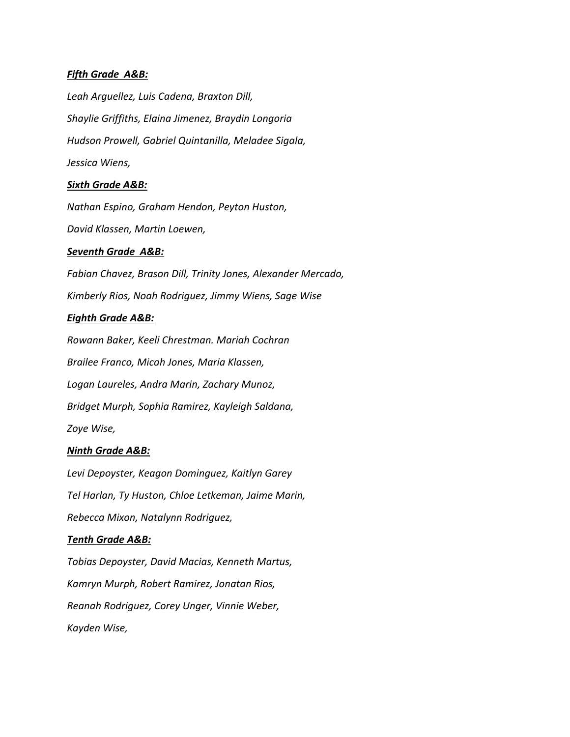***Fifth Grade A&B:***

*Leah Arguellez, Luis Cadena, Braxton Dill,*

*Shaylie Griffiths, Elaina Jimenez, Braydin Longoria*

*Hudson Prowell, Gabriel Quintanilla, Meladee Sigala,*

*Jessica Wiens,*

***Sixth Grade A&B:***

*Nathan Espino, Graham Hendon, Peyton Huston,*

*David Klassen, Martin Loewen,*

***Seventh Grade A&B:***

*Fabian Chavez, Brason Dill, Trinity Jones, Alexander Mercado,*

*Kimberly Rios, Noah Rodriguez, Jimmy Wiens, Sage Wise*

***Eighth Grade A&B:***

*Rowann Baker, Keeli Chrestman. Mariah Cochran*

*Brailee Franco, Micah Jones, Maria Klassen,*

*Logan Laureles, Andra Marin, Zachary Munoz,*

*Bridget Murph, Sophia Ramirez, Kayleigh Saldana,*

*Zoye Wise,*

***Ninth Grade A&B:***

*Levi Depoyster, Keagon Dominguez, Kaitlyn Garey*

*Tel Harlan, Ty Huston, Chloe Letkeman, Jaime Marin,*

*Rebecca Mixon, Natalynn Rodriguez,*

***Tenth Grade A&B:***

*Tobias Depoyster, David Macias, Kenneth Martus,*

*Kamryn Murph, Robert Ramirez, Jonatan Rios,*

*Reanah Rodriguez, Corey Unger, Vinnie Weber,*

*Kayden Wise,*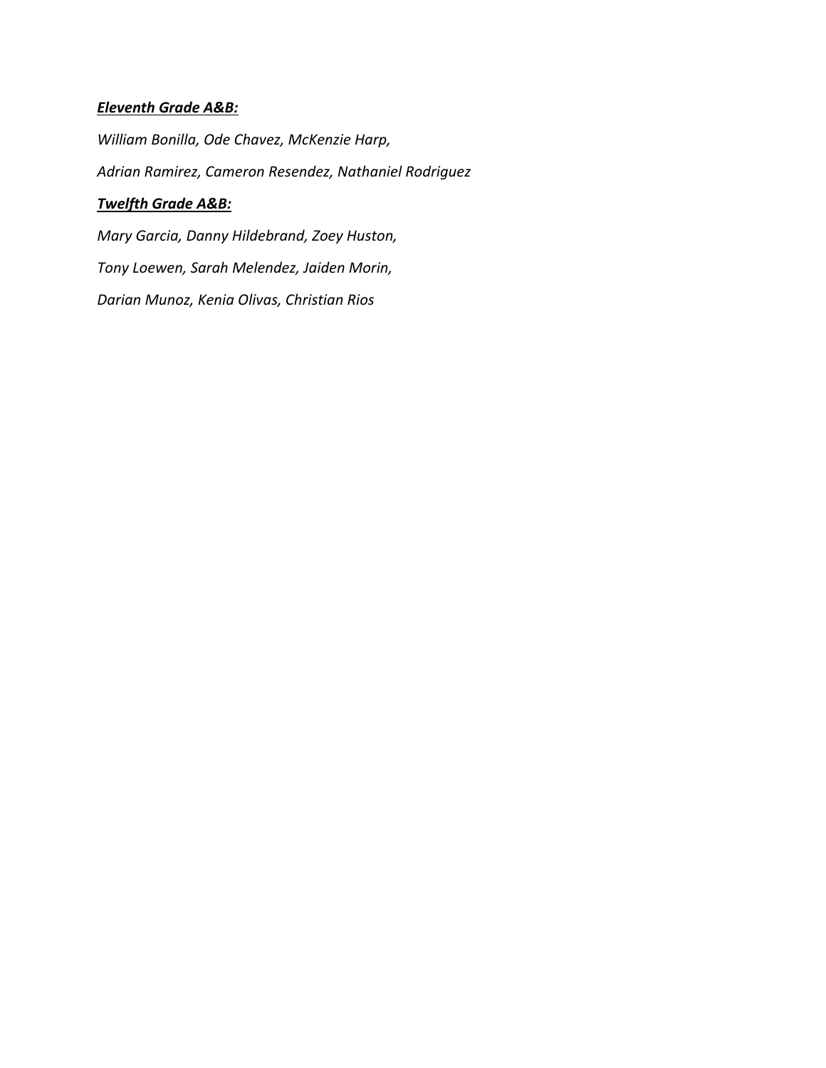***Eleventh Grade A&B:***

*William Bonilla, Ode Chavez, McKenzie Harp,*

*Adrian Ramirez, Cameron Resendez, Nathaniel Rodriguez*

***Twelfth Grade A&B:***

*Mary Garcia, Danny Hildebrand, Zoey Huston,*

*Tony Loewen, Sarah Melendez, Jaiden Morin,*

*Darian Munoz, Kenia Olivas, Christian Rios*